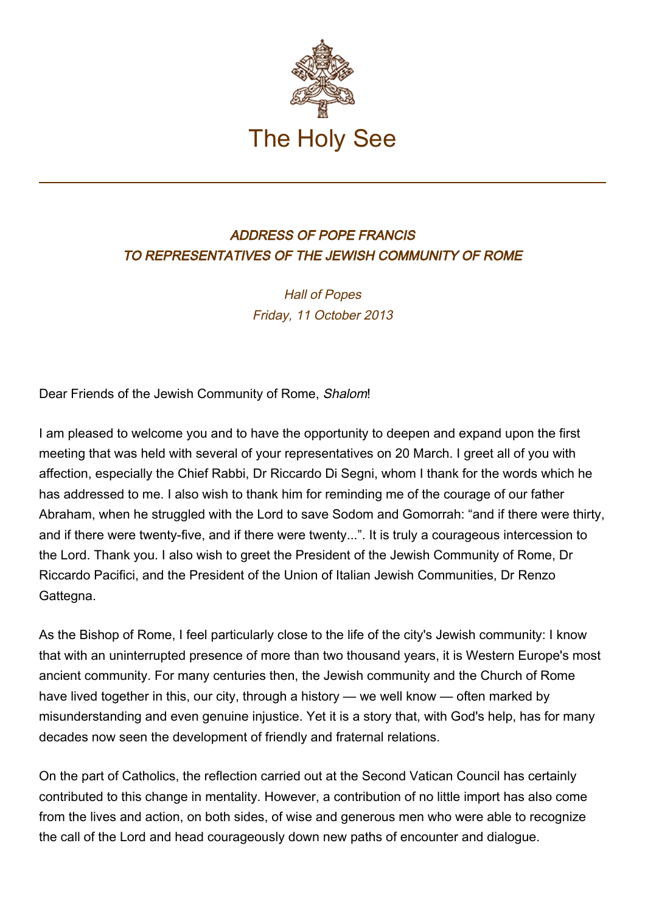The Holy See

## *ADDRESS OF POPE FRANCIS TO REPRESENTATIVES OF THE JEWISH COMMUNITY OF ROME*

*Hall of Popes*
*Friday, 11 October 2013*

Dear Friends of the Jewish Community of Rome, *Shalom*!

I am pleased to welcome you and to have the opportunity to deepen and expand upon the first meeting that was held with several of your representatives on 20 March. I greet all of you with affection, especially the Chief Rabbi, Dr Riccardo Di Segni, whom I thank for the words which he has addressed to me. I also wish to thank him for reminding me of the courage of our father Abraham, when he struggled with the Lord to save Sodom and Gomorrah: “and if there were thirty, and if there were twenty-five, and if there were twenty...”. It is truly a courageous intercession to the Lord. Thank you. I also wish to greet the President of the Jewish Community of Rome, Dr Riccardo Pacifici, and the President of the Union of Italian Jewish Communities, Dr Renzo Gattegna.

As the Bishop of Rome, I feel particularly close to the life of the city's Jewish community: I know that with an uninterrupted presence of more than two thousand years, it is Western Europe's most ancient community. For many centuries then, the Jewish community and the Church of Rome have lived together in this, our city, through a history — we well know — often marked by misunderstanding and even genuine injustice. Yet it is a story that, with God's help, has for many decades now seen the development of friendly and fraternal relations.

On the part of Catholics, the reflection carried out at the Second Vatican Council has certainly contributed to this change in mentality. However, a contribution of no little import has also come from the lives and action, on both sides, of wise and generous men who were able to recognize the call of the Lord and head courageously down new paths of encounter and dialogue.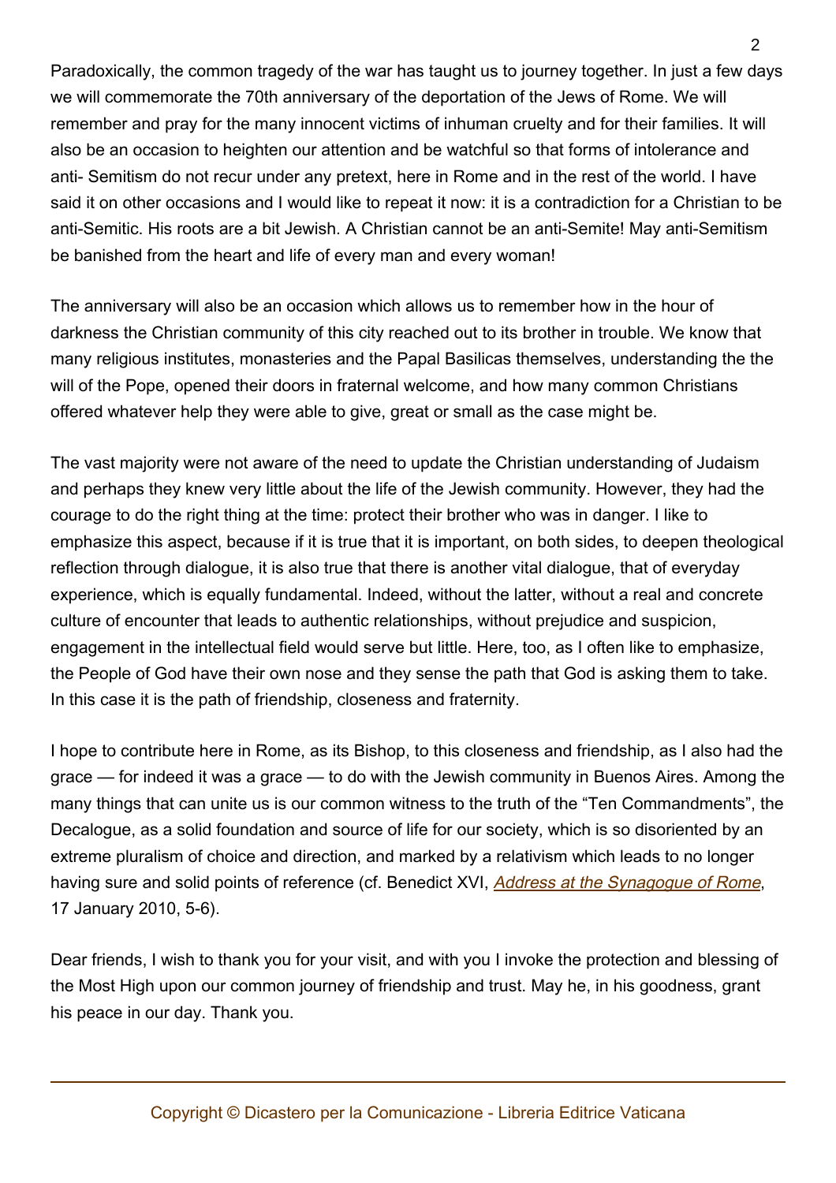Paradoxically, the common tragedy of the war has taught us to journey together. In just a few days we will commemorate the 70th anniversary of the deportation of the Jews of Rome. We will remember and pray for the many innocent victims of inhuman cruelty and for their families. It will also be an occasion to heighten our attention and be watchful so that forms of intolerance and anti- Semitism do not recur under any pretext, here in Rome and in the rest of the world. I have said it on other occasions and I would like to repeat it now: it is a contradiction for a Christian to be anti-Semitic. His roots are a bit Jewish. A Christian cannot be an anti-Semite! May anti-Semitism be banished from the heart and life of every man and every woman!

The anniversary will also be an occasion which allows us to remember how in the hour of darkness the Christian community of this city reached out to its brother in trouble. We know that many religious institutes, monasteries and the Papal Basilicas themselves, understanding the the will of the Pope, opened their doors in fraternal welcome, and how many common Christians offered whatever help they were able to give, great or small as the case might be.

The vast majority were not aware of the need to update the Christian understanding of Judaism and perhaps they knew very little about the life of the Jewish community. However, they had the courage to do the right thing at the time: protect their brother who was in danger. I like to emphasize this aspect, because if it is true that it is important, on both sides, to deepen theological reflection through dialogue, it is also true that there is another vital dialogue, that of everyday experience, which is equally fundamental. Indeed, without the latter, without a real and concrete culture of encounter that leads to authentic relationships, without prejudice and suspicion, engagement in the intellectual field would serve but little. Here, too, as I often like to emphasize, the People of God have their own nose and they sense the path that God is asking them to take. In this case it is the path of friendship, closeness and fraternity.

I hope to contribute here in Rome, as its Bishop, to this closeness and friendship, as I also had the grace — for indeed it was a grace — to do with the Jewish community in Buenos Aires. Among the many things that can unite us is our common witness to the truth of the "Ten Commandments", the Decalogue, as a solid foundation and source of life for our society, which is so disoriented by an extreme pluralism of choice and direction, and marked by a relativism which leads to no longer having sure and solid points of reference (cf. Benedict XVI, *Address at the Synagogue of Rome*, 17 January 2010, 5-6).

Dear friends, I wish to thank you for your visit, and with you I invoke the protection and blessing of the Most High upon our common journey of friendship and trust. May he, in his goodness, grant his peace in our day. Thank you.

Copyright © Dicastero per la Comunicazione - Libreria Editrice Vaticana